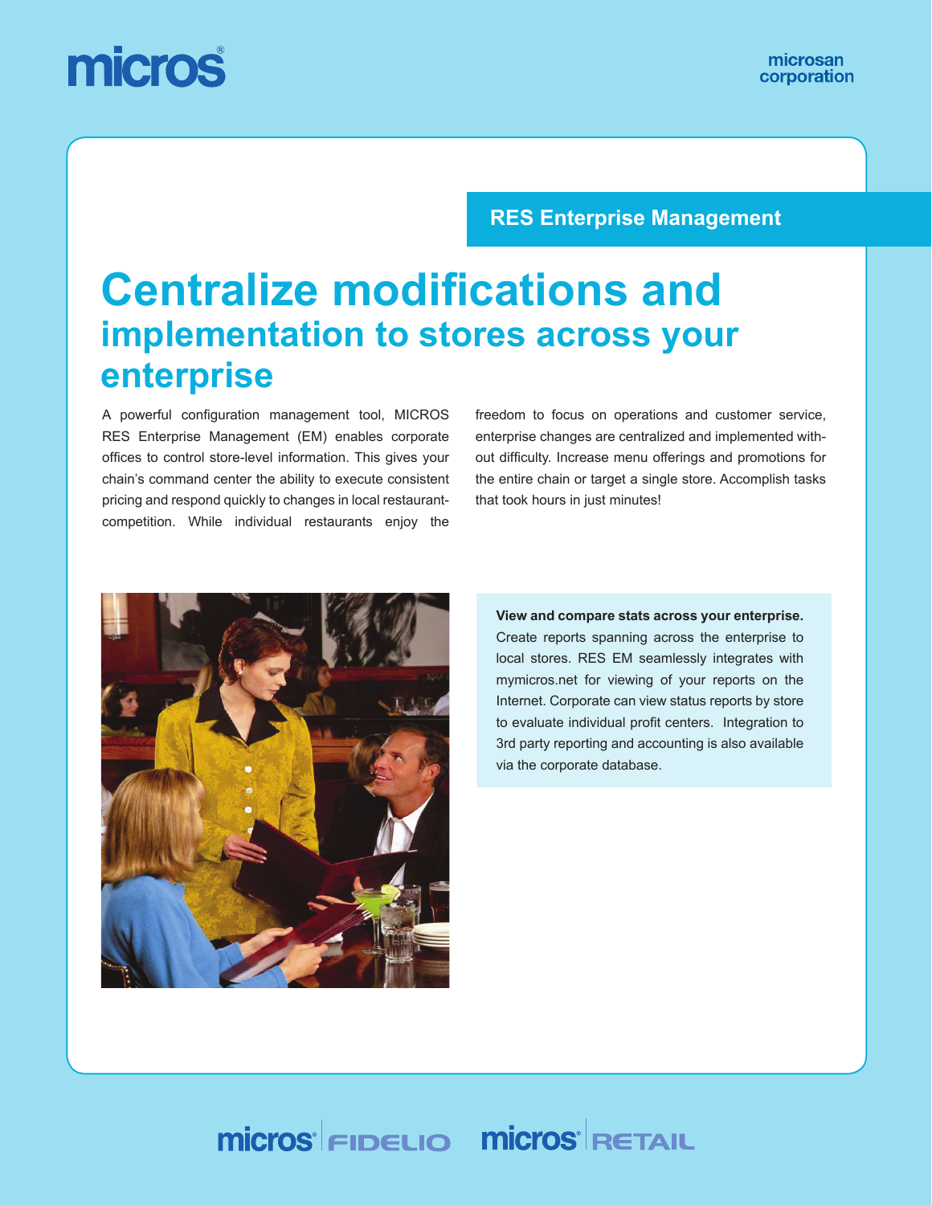micros

microsan corporation

RES Enterprise Management

# Centralize modifications and implementation to stores across your enterprise

A powerful configuration management tool, MICROS RES Enterprise Management (EM) enables corporate offices to control store-level information. This gives your chain's command center the ability to execute consistent pricing and respond quickly to changes in local restaurant-competition. While individual restaurants enjoy the freedom to focus on operations and customer service, enterprise changes are centralized and implemented without difficulty. Increase menu offerings and promotions for the entire chain or target a single store. Accomplish tasks that took hours in just minutes!

**View and compare stats across your enterprise.** Create reports spanning across the enterprise to local stores. RES EM seamlessly integrates with mymicros.net for viewing of your reports on the Internet. Corporate can view status reports by store to evaluate individual profit centers. Integration to 3rd party reporting and accounting is also available via the corporate database.

micros FIDELIO micros RETAIL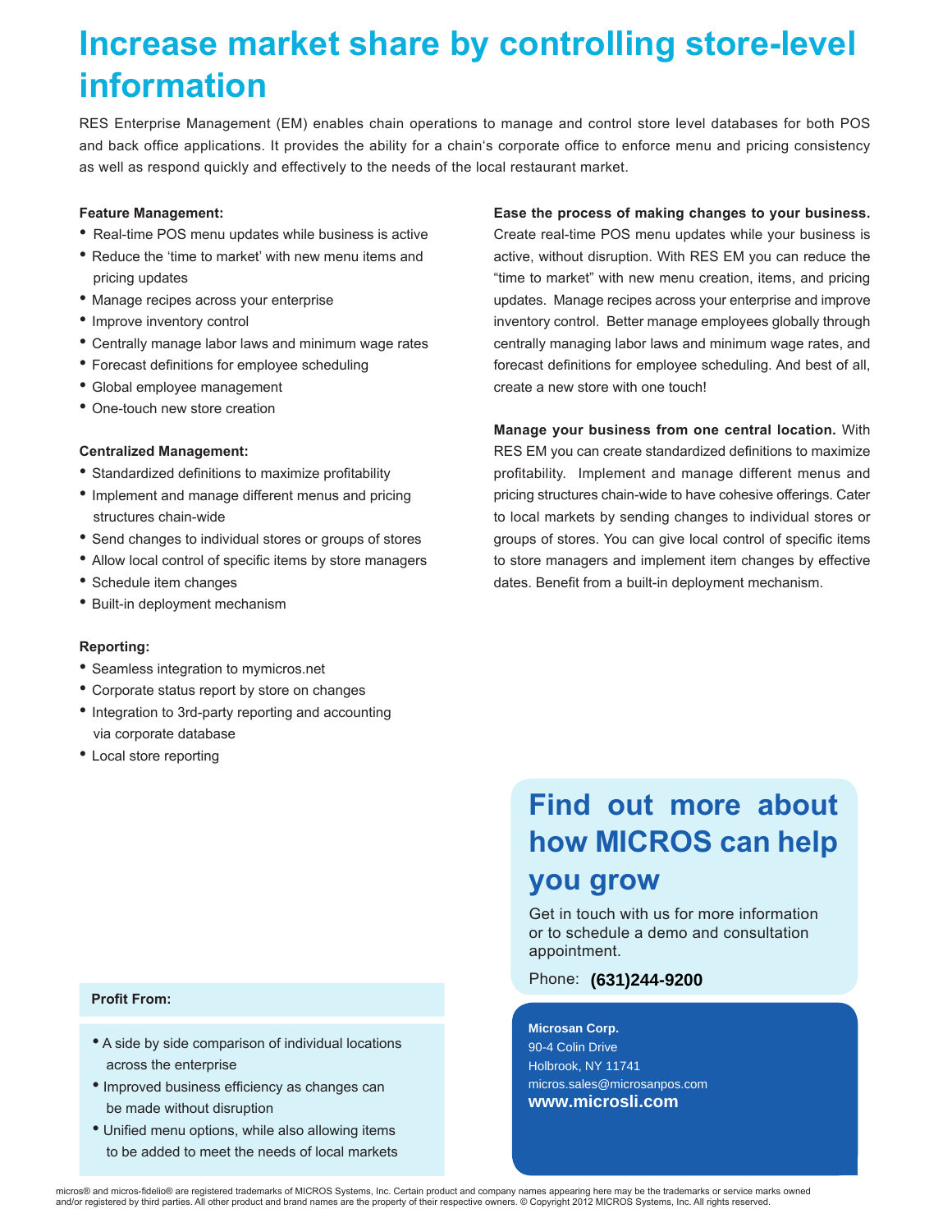# Increase market share by controlling store-level information

RES Enterprise Management (EM) enables chain operations to manage and control store level databases for both POS and back office applications. It provides the ability for a chain's corporate office to enforce menu and pricing consistency as well as respond quickly and effectively to the needs of the local restaurant market.

**Feature Management:**

- Real-time POS menu updates while business is active
- Reduce the 'time to market' with new menu items and pricing updates
- Manage recipes across your enterprise
- Improve inventory control
- Centrally manage labor laws and minimum wage rates
- Forecast definitions for employee scheduling
- Global employee management
- One-touch new store creation

**Centralized Management:**

- Standardized definitions to maximize profitability
- Implement and manage different menus and pricing structures chain-wide
- Send changes to individual stores or groups of stores
- Allow local control of specific items by store managers
- Schedule item changes
- Built-in deployment mechanism

**Reporting:**

- Seamless integration to mymicros.net
- Corporate status report by store on changes
- Integration to 3rd-party reporting and accounting via corporate database
- Local store reporting

**Ease the process of making changes to your business.** Create real-time POS menu updates while your business is active, without disruption. With RES EM you can reduce the "time to market" with new menu creation, items, and pricing updates. Manage recipes across your enterprise and improve inventory control. Better manage employees globally through centrally managing labor laws and minimum wage rates, and forecast definitions for employee scheduling. And best of all, create a new store with one touch!

**Manage your business from one central location.** With RES EM you can create standardized definitions to maximize profitability. Implement and manage different menus and pricing structures chain-wide to have cohesive offerings. Cater to local markets by sending changes to individual stores or groups of stores. You can give local control of specific items to store managers and implement item changes by effective dates. Benefit from a built-in deployment mechanism.

**Profit From:**

- A side by side comparison of individual locations across the enterprise
- Improved business efficiency as changes can be made without disruption
- Unified menu options, while also allowing items to be added to meet the needs of local markets

## Find out more about how MICROS can help you grow

Get in touch with us for more information or to schedule a demo and consultation appointment.

Phone: **(631)244-9200**

**Microsan Corp.**
90-4 Colin Drive
Holbrook, NY 11741
micros.sales@microsanpos.com
**www.microsli.com**

micros® and micros-fidelio® are registered trademarks of MICROS Systems, Inc. Certain product and company names appearing here may be the trademarks or service marks owned and/or registered by third parties. All other product and brand names are the property of their respective owners. © Copyright 2012 MICROS Systems, Inc. All rights reserved.